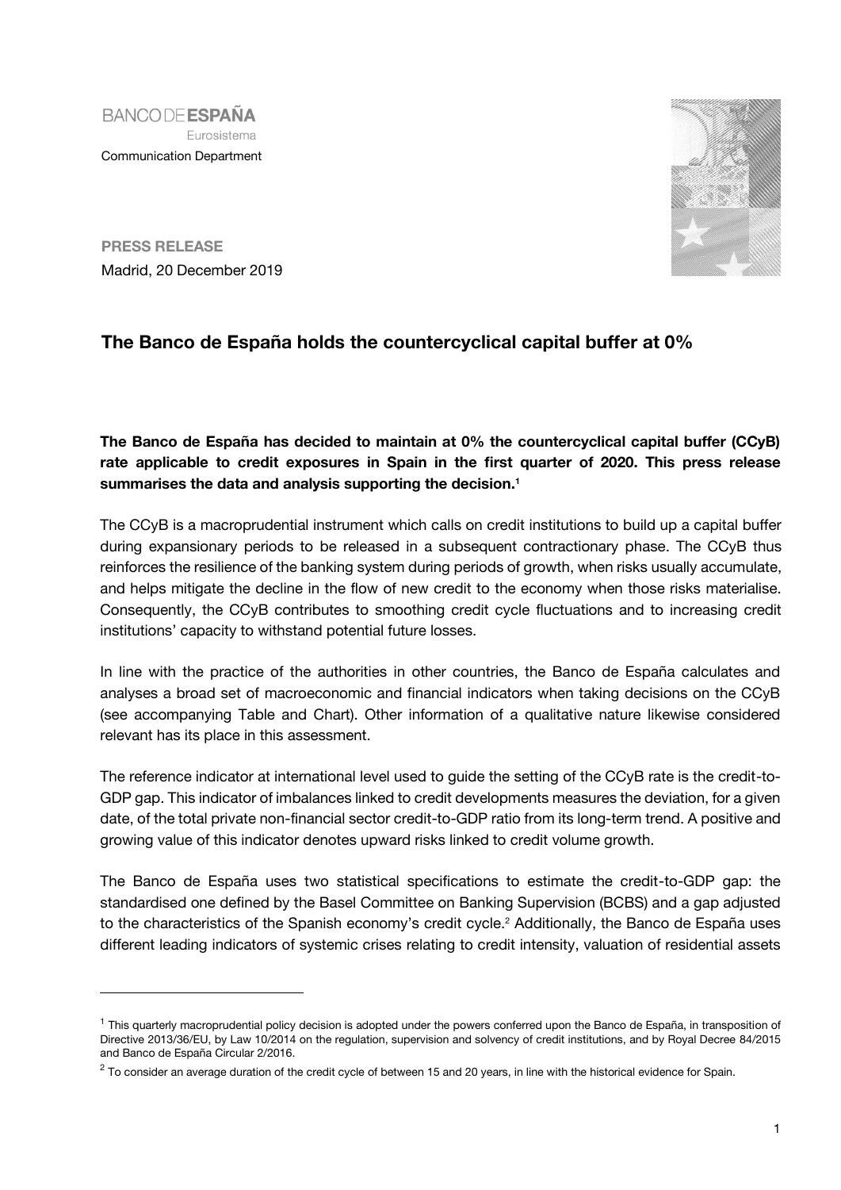BANCO DE ESPAÑA
Eurosistema
Communication Department

**PRESS RELEASE**
Madrid, 20 December 2019

# The Banco de España holds the countercyclical capital buffer at 0%

**The Banco de España has decided to maintain at 0% the countercyclical capital buffer (CCyB) rate applicable to credit exposures in Spain in the first quarter of 2020. This press release summarises the data and analysis supporting the decision.[1]**

The CCyB is a macroprudential instrument which calls on credit institutions to build up a capital buffer during expansionary periods to be released in a subsequent contractionary phase. The CCyB thus reinforces the resilience of the banking system during periods of growth, when risks usually accumulate, and helps mitigate the decline in the flow of new credit to the economy when those risks materialise. Consequently, the CCyB contributes to smoothing credit cycle fluctuations and to increasing credit institutions' capacity to withstand potential future losses.

In line with the practice of the authorities in other countries, the Banco de España calculates and analyses a broad set of macroeconomic and financial indicators when taking decisions on the CCyB (see accompanying Table and Chart). Other information of a qualitative nature likewise considered relevant has its place in this assessment.

The reference indicator at international level used to guide the setting of the CCyB rate is the credit-to-GDP gap. This indicator of imbalances linked to credit developments measures the deviation, for a given date, of the total private non-financial sector credit-to-GDP ratio from its long-term trend. A positive and growing value of this indicator denotes upward risks linked to credit volume growth.

The Banco de España uses two statistical specifications to estimate the credit-to-GDP gap: the standardised one defined by the Basel Committee on Banking Supervision (BCBS) and a gap adjusted to the characteristics of the Spanish economy's credit cycle.[2] Additionally, the Banco de España uses different leading indicators of systemic crises relating to credit intensity, valuation of residential assets

---

[1] This quarterly macroprudential policy decision is adopted under the powers conferred upon the Banco de España, in transposition of Directive 2013/36/EU, by Law 10/2014 on the regulation, supervision and solvency of credit institutions, and by Royal Decree 84/2015 and Banco de España Circular 2/2016.

[2] To consider an average duration of the credit cycle of between 15 and 20 years, in line with the historical evidence for Spain.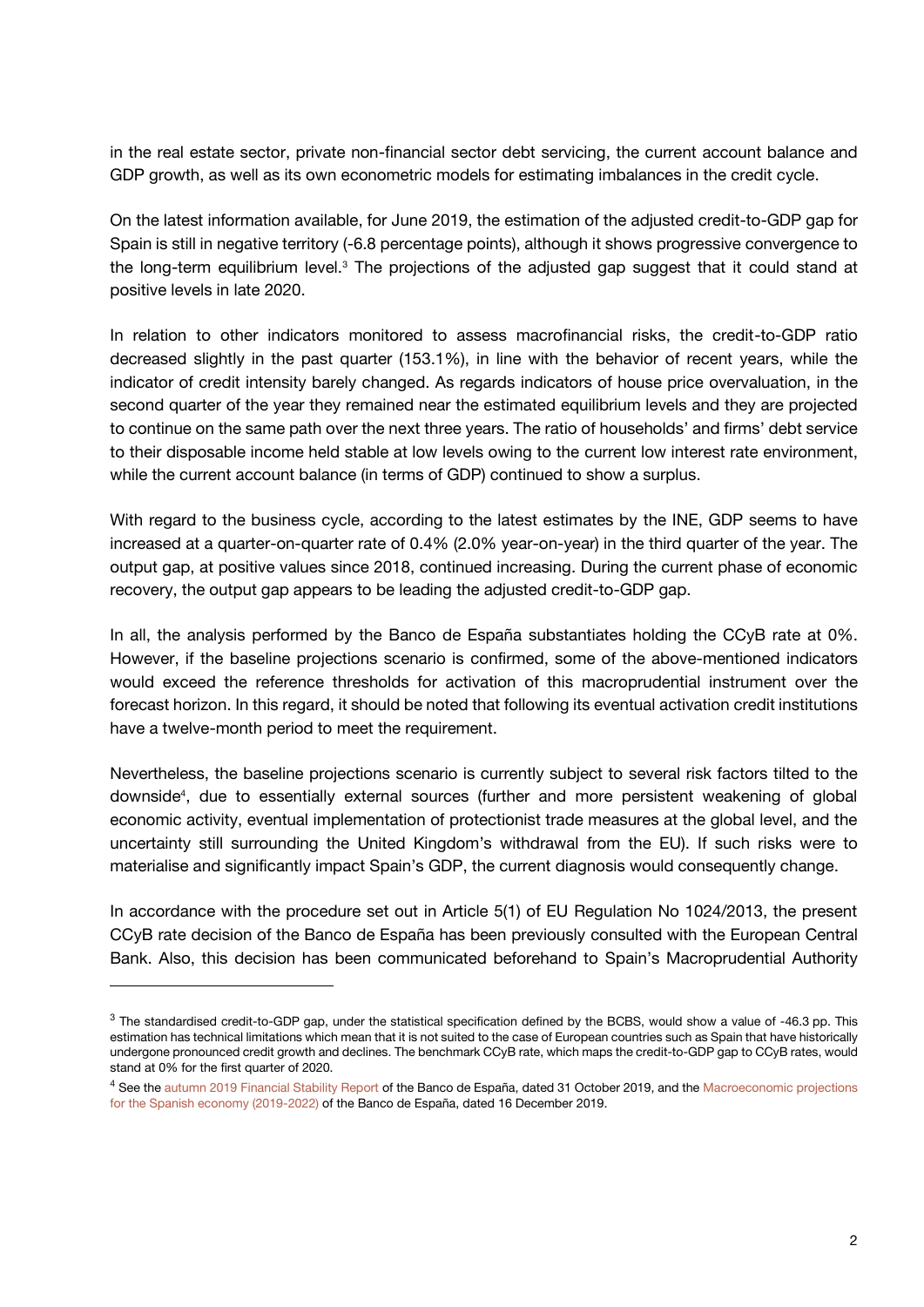in the real estate sector, private non-financial sector debt servicing, the current account balance and GDP growth, as well as its own econometric models for estimating imbalances in the credit cycle.

On the latest information available, for June 2019, the estimation of the adjusted credit-to-GDP gap for Spain is still in negative territory (-6.8 percentage points), although it shows progressive convergence to the long-term equilibrium level.[3] The projections of the adjusted gap suggest that it could stand at positive levels in late 2020.

In relation to other indicators monitored to assess macrofinancial risks, the credit-to-GDP ratio decreased slightly in the past quarter (153.1%), in line with the behavior of recent years, while the indicator of credit intensity barely changed. As regards indicators of house price overvaluation, in the second quarter of the year they remained near the estimated equilibrium levels and they are projected to continue on the same path over the next three years. The ratio of households' and firms' debt service to their disposable income held stable at low levels owing to the current low interest rate environment, while the current account balance (in terms of GDP) continued to show a surplus.

With regard to the business cycle, according to the latest estimates by the INE, GDP seems to have increased at a quarter-on-quarter rate of 0.4% (2.0% year-on-year) in the third quarter of the year. The output gap, at positive values since 2018, continued increasing. During the current phase of economic recovery, the output gap appears to be leading the adjusted credit-to-GDP gap.

In all, the analysis performed by the Banco de España substantiates holding the CCyB rate at 0%. However, if the baseline projections scenario is confirmed, some of the above-mentioned indicators would exceed the reference thresholds for activation of this macroprudential instrument over the forecast horizon. In this regard, it should be noted that following its eventual activation credit institutions have a twelve-month period to meet the requirement.

Nevertheless, the baseline projections scenario is currently subject to several risk factors tilted to the downside[4], due to essentially external sources (further and more persistent weakening of global economic activity, eventual implementation of protectionist trade measures at the global level, and the uncertainty still surrounding the United Kingdom's withdrawal from the EU). If such risks were to materialise and significantly impact Spain's GDP, the current diagnosis would consequently change.

In accordance with the procedure set out in Article 5(1) of EU Regulation No 1024/2013, the present CCyB rate decision of the Banco de España has been previously consulted with the European Central Bank. Also, this decision has been communicated beforehand to Spain's Macroprudential Authority

---

[3] The standardised credit-to-GDP gap, under the statistical specification defined by the BCBS, would show a value of -46.3 pp. This estimation has technical limitations which mean that it is not suited to the case of European countries such as Spain that have historically undergone pronounced credit growth and declines. The benchmark CCyB rate, which maps the credit-to-GDP gap to CCyB rates, would stand at 0% for the first quarter of 2020.

[4] See the autumn 2019 Financial Stability Report of the Banco de España, dated 31 October 2019, and the Macroeconomic projections for the Spanish economy (2019-2022) of the Banco de España, dated 16 December 2019.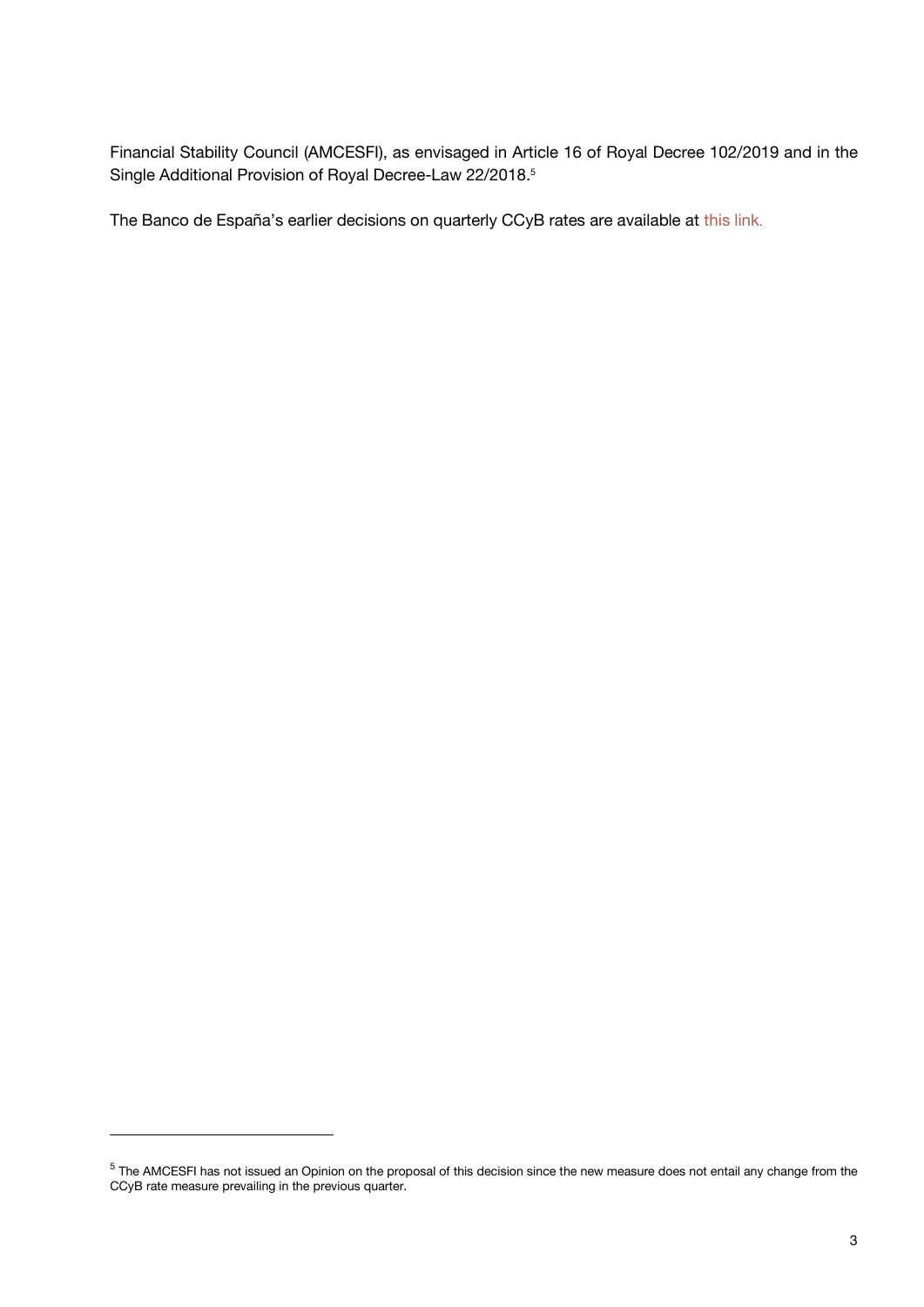Financial Stability Council (AMCESFI), as envisaged in Article 16 of Royal Decree 102/2019 and in the Single Additional Provision of Royal Decree-Law 22/2018.[5]

The Banco de España's earlier decisions on quarterly CCyB rates are available at this link.

---

[5] The AMCESFI has not issued an Opinion on the proposal of this decision since the new measure does not entail any change from the CCyB rate measure prevailing in the previous quarter.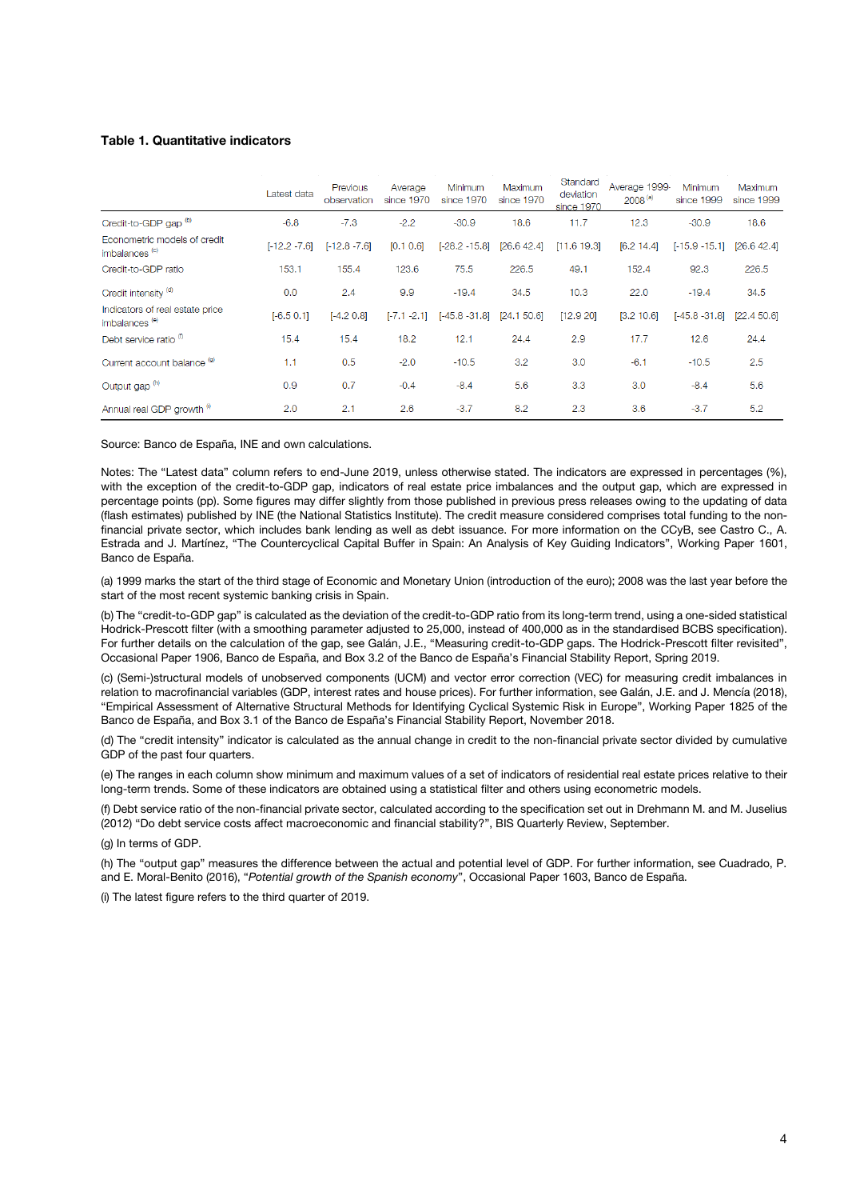**Table 1. Quantitative indicators**

| | Latest data | Previous observation | Average since 1970 | Minimum since 1970 | Maximum since 1970 | Standard deviation since 1970 | Average 1999-2008 [(a)] | Minimum since 1999 | Maximum since 1999 |
|---|---|---|---|---|---|---|---|---|---|
| Credit-to-GDP gap [(b)] | -6.8 | -7.3 | -2.2 | -30.9 | 18.6 | 11.7 | 12.3 | -30.9 | 18.6 |
| Econometric models of credit imbalances [(c)] | [-12.2 -7.6] | [-12.8 -7.6] | [0.1 0.6] | [-28.2 -15.8] | [26.6 42.4] | [11.6 19.3] | [6.2 14.4] | [-15.9 -15.1] | [26.6 42.4] |
| Credit-to-GDP ratio | 153.1 | 155.4 | 123.6 | 75.5 | 226.5 | 49.1 | 152.4 | 92.3 | 226.5 |
| Credit intensity [(d)] | 0.0 | 2.4 | 9.9 | -19.4 | 34.5 | 10.3 | 22.0 | -19.4 | 34.5 |
| Indicators of real estate price imbalances [(e)] | [-6.5 0.1] | [-4.2 0.8] | [-7.1 -2.1] | [-45.8 -31.8] | [24.1 50.6] | [12.9 20] | [3.2 10.6] | [-45.8 -31.8] | [22.4 50.6] |
| Debt service ratio [(f)] | 15.4 | 15.4 | 18.2 | 12.1 | 24.4 | 2.9 | 17.7 | 12.6 | 24.4 |
| Current account balance [(g)] | 1.1 | 0.5 | -2.0 | -10.5 | 3.2 | 3.0 | -6.1 | -10.5 | 2.5 |
| Output gap [(h)] | 0.9 | 0.7 | -0.4 | -8.4 | 5.6 | 3.3 | 3.0 | -8.4 | 5.6 |
| Annual real GDP growth [(i)] | 2.0 | 2.1 | 2.6 | -3.7 | 8.2 | 2.3 | 3.6 | -3.7 | 5.2 |

Source: Banco de España, INE and own calculations.

Notes: The "Latest data" column refers to end-June 2019, unless otherwise stated. The indicators are expressed in percentages (%), with the exception of the credit-to-GDP gap, indicators of real estate price imbalances and the output gap, which are expressed in percentage points (pp). Some figures may differ slightly from those published in previous press releases owing to the updating of data (flash estimates) published by INE (the National Statistics Institute). The credit measure considered comprises total funding to the non-financial private sector, which includes bank lending as well as debt issuance. For more information on the CCyB, see Castro C., A. Estrada and J. Martínez, "The Countercyclical Capital Buffer in Spain: An Analysis of Key Guiding Indicators", Working Paper 1601, Banco de España.

(a) 1999 marks the start of the third stage of Economic and Monetary Union (introduction of the euro); 2008 was the last year before the start of the most recent systemic banking crisis in Spain.

(b) The "credit-to-GDP gap" is calculated as the deviation of the credit-to-GDP ratio from its long-term trend, using a one-sided statistical Hodrick-Prescott filter (with a smoothing parameter adjusted to 25,000, instead of 400,000 as in the standardised BCBS specification). For further details on the calculation of the gap, see Galán, J.E., "Measuring credit-to-GDP gaps. The Hodrick-Prescott filter revisited", Occasional Paper 1906, Banco de España, and Box 3.2 of the Banco de España's Financial Stability Report, Spring 2019.

(c) (Semi-)structural models of unobserved components (UCM) and vector error correction (VEC) for measuring credit imbalances in relation to macrofinancial variables (GDP, interest rates and house prices). For further information, see Galán, J.E. and J. Mencía (2018), "Empirical Assessment of Alternative Structural Methods for Identifying Cyclical Systemic Risk in Europe", Working Paper 1825 of the Banco de España, and Box 3.1 of the Banco de España's Financial Stability Report, November 2018.

(d) The "credit intensity" indicator is calculated as the annual change in credit to the non-financial private sector divided by cumulative GDP of the past four quarters.

(e) The ranges in each column show minimum and maximum values of a set of indicators of residential real estate prices relative to their long-term trends. Some of these indicators are obtained using a statistical filter and others using econometric models.

(f) Debt service ratio of the non-financial private sector, calculated according to the specification set out in Drehmann M. and M. Juselius (2012) "Do debt service costs affect macroeconomic and financial stability?", BIS Quarterly Review, September.

(g) In terms of GDP.

(h) The "output gap" measures the difference between the actual and potential level of GDP. For further information, see Cuadrado, P. and E. Moral-Benito (2016), "*Potential growth of the Spanish economy*", Occasional Paper 1603, Banco de España.

(i) The latest figure refers to the third quarter of 2019.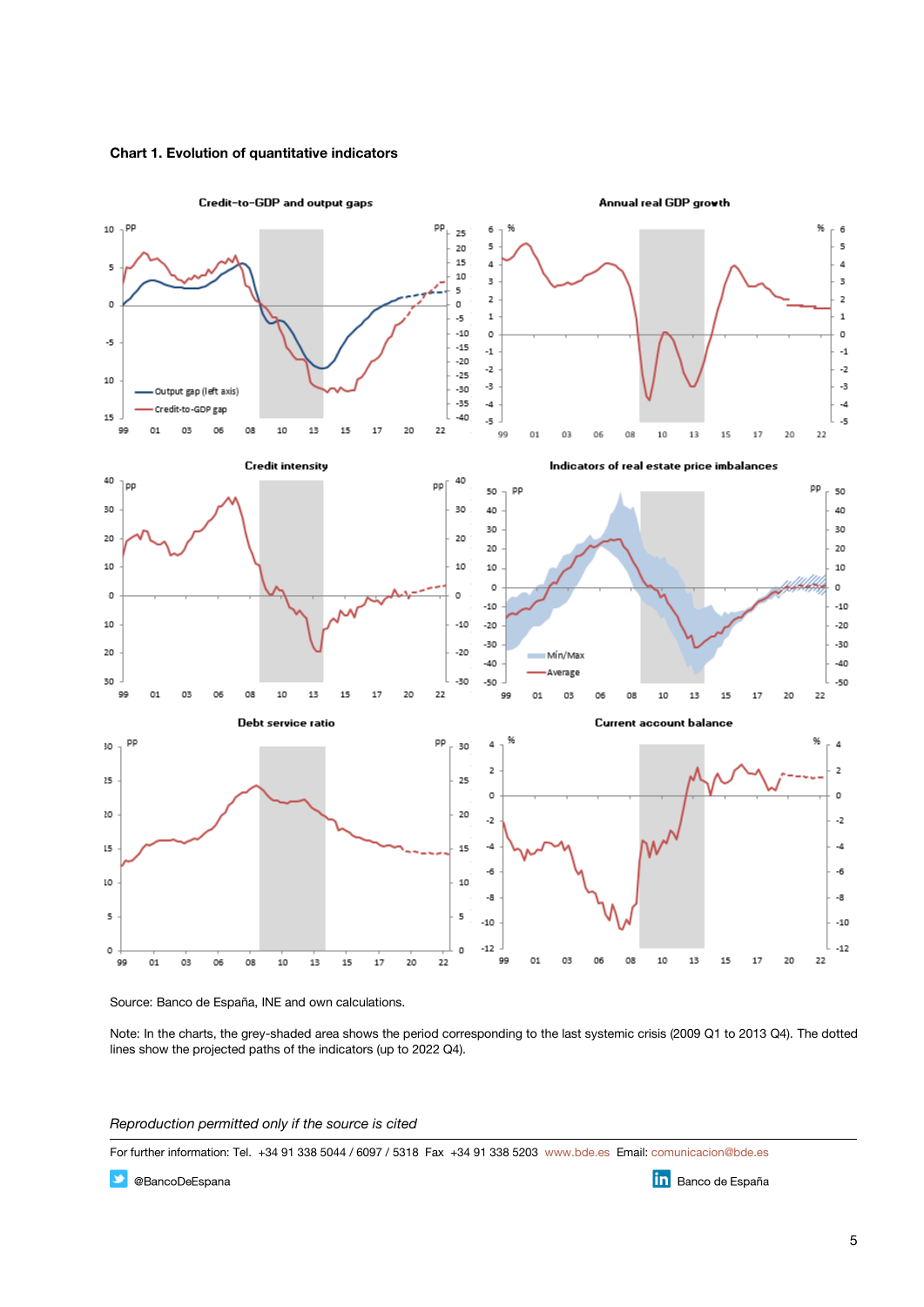**Chart 1. Evolution of quantitative indicators**

Credit-to-GDP and output gaps

pp
10
5
0
-5
10
15
pp
25
20
15
10
5
0
-5
-10
-15
-20
-25
-30
-35
-40
Output gap (left axis)
Credit-to-GDP gap
99 01 03 06 08 10 13 15 17 20 22

Annual real GDP growth

%
6
5
4
3
2
1
0
-1
-2
-3
-4
-5
99 01 03 06 08 10 13 15 17 20 22

Credit intensity

pp
40
30
20
10
0
10
20
30
99 01 03 06 08 10 13 15 17 20 22

Indicators of real estate price imbalances

pp
50
40
30
20
10
0
-10
-20
-30
-40
-50
Min/Max
Average
99 01 03 06 08 10 13 15 17 20 22

Debt service ratio

pp
30
25
20
15
10
5
0
99 01 03 06 08 10 13 15 17 20 22

Current account balance

%
4
2
0
-2
-4
-6
-8
-10
-12
99 01 03 06 08 10 13 15 17 20 22

Source: Banco de España, INE and own calculations.

Note: In the charts, the grey-shaded area shows the period corresponding to the last systemic crisis (2009 Q1 to 2013 Q4). The dotted lines show the projected paths of the indicators (up to 2022 Q4).

*Reproduction permitted only if the source is cited*

For further information: Tel. +34 91 338 5044 / 6097 / 5318 Fax +34 91 338 5203 www.bde.es Email: comunicacion@bde.es

@BancoDeEspana

Banco de España